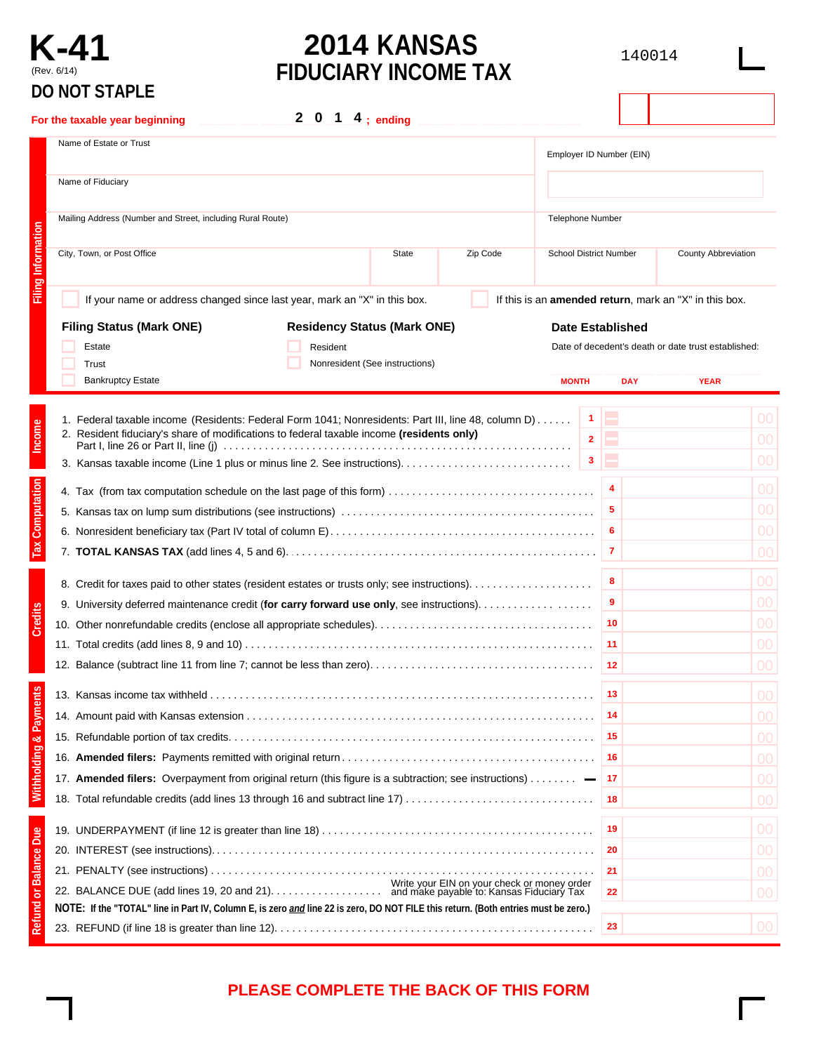# K-41

(Rev. 6/14)

**DO NOT STAPLE**

# 2014 KANSAS FIDUCIARY INCOME TAX

140014

For the taxable year beginning 2014; ending

## Filing Information

Name of Estate or Trust

Employer ID Number (EIN)

Name of Fiduciary

Mailing Address (Number and Street, including Rural Route)

Telephone Number

| City, Town, or Post Office | State | Zip Code | School District Number | County Abbreviation |
|---|---|---|---|---|
| | | | | |

☐ If your name or address changed since last year, mark an "X" in this box.

☐ If this is an **amended return**, mark an "X" in this box.

**Filing Status (Mark ONE)**
- ☐ Estate
- ☐ Trust
- ☐ Bankruptcy Estate

**Residency Status (Mark ONE)**
- ☐ Resident
- ☐ Nonresident (See instructions)

**Date Established**

Date of decedent's death or date trust established:

MONTH DAY YEAR

## Income

| Line | Description | Amount |
|---|---|---|
| 1 | Federal taxable income (Residents: Federal Form 1041; Nonresidents: Part III, line 48, column D) | 00 |
| 2 | Resident fiduciary's share of modifications to federal taxable income **(residents only)** Part I, line 26 or Part II, line (j) | 00 |
| 3 | Kansas taxable income (Line 1 plus or minus line 2. See instructions). | 00 |

## Tax Computation

| Line | Description | Amount |
|---|---|---|
| 4 | Tax (from tax computation schedule on the last page of this form) | 00 |
| 5 | Kansas tax on lump sum distributions (see instructions) | 00 |
| 6 | Nonresident beneficiary tax (Part IV total of column E) | 00 |
| 7 | **TOTAL KANSAS TAX** (add lines 4, 5 and 6) | 00 |

## Credits

| Line | Description | Amount |
|---|---|---|
| 8 | Credit for taxes paid to other states (resident estates or trusts only; see instructions) | 00 |
| 9 | University deferred maintenance credit (**for carry forward use only**, see instructions) | 00 |
| 10 | Other nonrefundable credits (enclose all appropriate schedules) | 00 |
| 11 | Total credits (add lines 8, 9 and 10) | 00 |
| 12 | Balance (subtract line 11 from line 7; cannot be less than zero) | 00 |

## Withholding & Payments

| Line | Description | Amount |
|---|---|---|
| 13 | Kansas income tax withheld | 00 |
| 14 | Amount paid with Kansas extension | 00 |
| 15 | Refundable portion of tax credits | 00 |
| 16 | **Amended filers:** Payments remitted with original return | 00 |
| 17 | **Amended filers:** Overpayment from original return (this figure is a subtraction; see instructions) — | 00 |
| 18 | Total refundable credits (add lines 13 through 16 and subtract line 17) | 00 |

## Refund or Balance Due

| Line | Description | Amount |
|---|---|---|
| 19 | UNDERPAYMENT (if line 12 is greater than line 18) | 00 |
| 20 | INTEREST (see instructions) | 00 |
| 21 | PENALTY (see instructions) | 00 |
| 22 | BALANCE DUE (add lines 19, 20 and 21). Write your EIN on your check or money order and make payable to: Kansas Fiduciary Tax | 00 |
| 23 | REFUND (if line 18 is greater than line 12) | 00 |

**NOTE: If the "TOTAL" line in Part IV, Column E, is zero *and* line 22 is zero, DO NOT FILE this return. (Both entries must be zero.)**

**PLEASE COMPLETE THE BACK OF THIS FORM**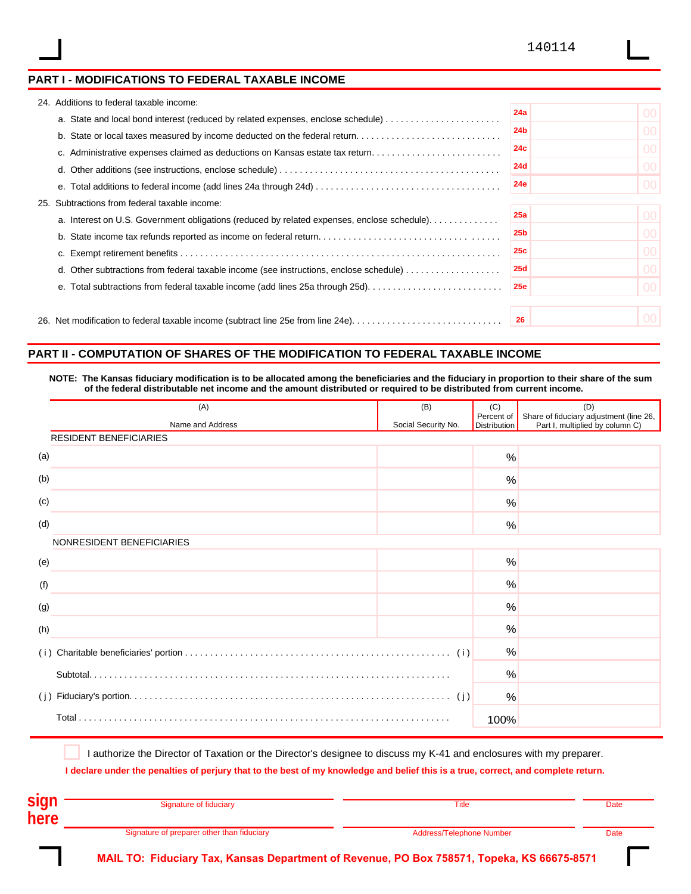140114

## PART I - MODIFICATIONS TO FEDERAL TAXABLE INCOME

24. Additions to federal taxable income:

| | | | |
|---|---|---|---|
| a. State and local bond interest (reduced by related expenses, enclose schedule) | 24a | | 00 |
| b. State or local taxes measured by income deducted on the federal return. | 24b | | 00 |
| c. Administrative expenses claimed as deductions on Kansas estate tax return. | 24c | | 00 |
| d. Other additions (see instructions, enclose schedule) | 24d | | 00 |
| e. Total additions to federal income (add lines 24a through 24d) | 24e | | 00 |

25. Subtractions from federal taxable income:

| | | | |
|---|---|---|---|
| a. Interest on U.S. Government obligations (reduced by related expenses, enclose schedule). | 25a | | 00 |
| b. State income tax refunds reported as income on federal return. | 25b | | 00 |
| c. Exempt retirement benefits | 25c | | 00 |
| d. Other subtractions from federal taxable income (see instructions, enclose schedule) | 25d | | 00 |
| e. Total subtractions from federal taxable income (add lines 25a through 25d). | 25e | | 00 |

| | | | |
|---|---|---|---|
| 26. Net modification to federal taxable income (subtract line 25e from line 24e). | 26 | | 00 |

## PART II - COMPUTATION OF SHARES OF THE MODIFICATION TO FEDERAL TAXABLE INCOME

**NOTE: The Kansas fiduciary modification is to be allocated among the beneficiaries and the fiduciary in proportion to their share of the sum of the federal distributable net income and the amount distributed or required to be distributed from current income.**

| | (A) Name and Address | (B) Social Security No. | (C) Percent of Distribution | (D) Share of fiduciary adjustment (line 26, Part I, multiplied by column C) |
|---|---|---|---|---|
| | RESIDENT BENEFICIARIES | | | |
| (a) | | | % | |
| (b) | | | % | |
| (c) | | | % | |
| (d) | | | % | |
| | NONRESIDENT BENEFICIARIES | | | |
| (e) | | | % | |
| (f) | | | % | |
| (g) | | | % | |
| (h) | | | % | |
| (i) | Charitable beneficiaries' portion | (i) | % | |
| | Subtotal. | | % | |
| (j) | Fiduciary's portion. | (j) | % | |
| | Total | | 100% | |

☐ I authorize the Director of Taxation or the Director's designee to discuss my K-41 and enclosures with my preparer.

**I declare under the penalties of perjury that to the best of my knowledge and belief this is a true, correct, and complete return.**

**sign here**

| Signature of fiduciary | Title | Date |
|---|---|---|
| Signature of preparer other than fiduciary | Address/Telephone Number | Date |

**MAIL TO: Fiduciary Tax, Kansas Department of Revenue, PO Box 758571, Topeka, KS 66675-8571**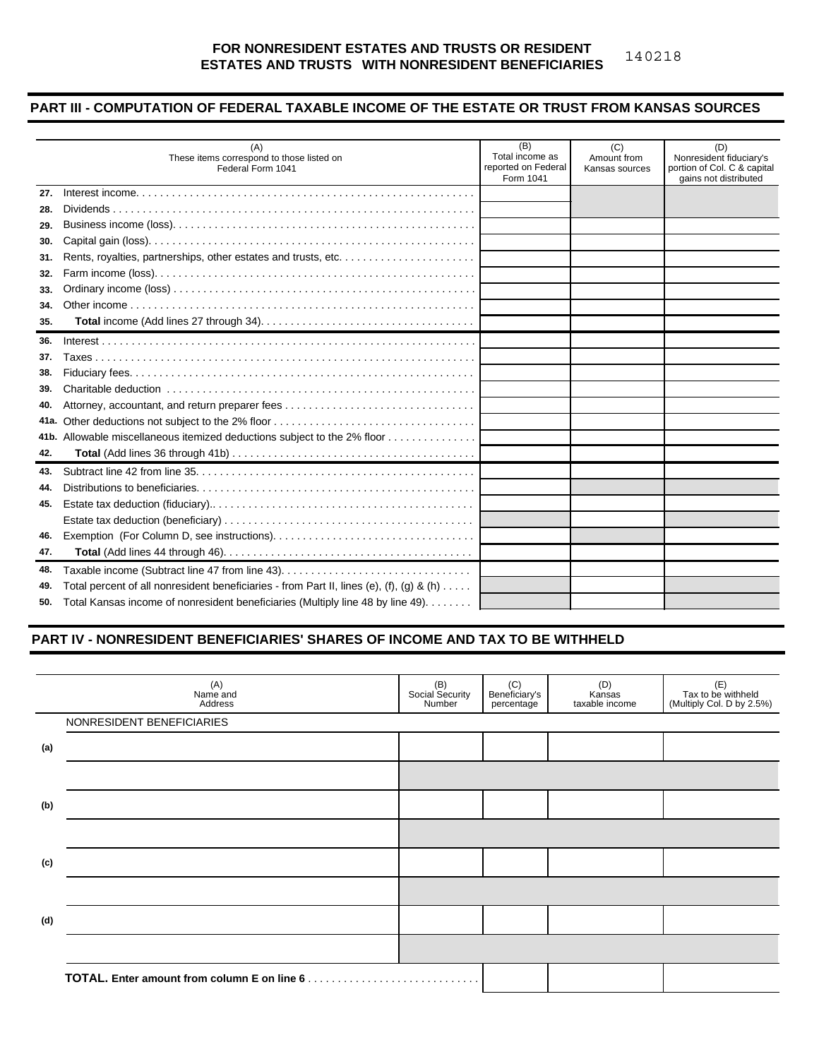# FOR NONRESIDENT ESTATES AND TRUSTS OR RESIDENT ESTATES AND TRUSTS WITH NONRESIDENT BENEFICIARIES

140218

## PART III - COMPUTATION OF FEDERAL TAXABLE INCOME OF THE ESTATE OR TRUST FROM KANSAS SOURCES

| | (A) These items correspond to those listed on Federal Form 1041 | (B) Total income as reported on Federal Form 1041 | (C) Amount from Kansas sources | (D) Nonresident fiduciary's portion of Col. C & capital gains not distributed |
|---|---|---|---|---|
| 27. | Interest income | | | |
| 28. | Dividends | | | |
| 29. | Business income (loss) | | | |
| 30. | Capital gain (loss) | | | |
| 31. | Rents, royalties, partnerships, other estates and trusts, etc. | | | |
| 32. | Farm income (loss) | | | |
| 33. | Ordinary income (loss) | | | |
| 34. | Other income | | | |
| 35. | **Total** income (Add lines 27 through 34) | | | |
| 36. | Interest | | | |
| 37. | Taxes | | | |
| 38. | Fiduciary fees | | | |
| 39. | Charitable deduction | | | |
| 40. | Attorney, accountant, and return preparer fees | | | |
| 41a. | Other deductions not subject to the 2% floor | | | |
| 41b. | Allowable miscellaneous itemized deductions subject to the 2% floor | | | |
| 42. | **Total** (Add lines 36 through 41b) | | | |
| 43. | Subtract line 42 from line 35 | | | |
| 44. | Distributions to beneficiaries | | | |
| 45. | Estate tax deduction (fiduciary) | | | |
| | Estate tax deduction (beneficiary) | | | |
| 46. | Exemption (For Column D, see instructions) | | | |
| 47. | **Total** (Add lines 44 through 46) | | | |
| 48. | Taxable income (Subtract line 47 from line 43) | | | |
| 49. | Total percent of all nonresident beneficiaries - from Part II, lines (e), (f), (g) & (h) | | | |
| 50. | Total Kansas income of nonresident beneficiaries (Multiply line 48 by line 49) | | | |

## PART IV - NONRESIDENT BENEFICIARIES' SHARES OF INCOME AND TAX TO BE WITHHELD

| | (A) Name and Address | (B) Social Security Number | (C) Beneficiary's percentage | (D) Kansas taxable income | (E) Tax to be withheld (Multiply Col. D by 2.5%) |
|---|---|---|---|---|---|
| | NONRESIDENT BENEFICIARIES | | | | |
| (a) | | | | | |
| | | | | | |
| (b) | | | | | |
| | | | | | |
| (c) | | | | | |
| | | | | | |
| (d) | | | | | |
| | | | | | |
| | **TOTAL. Enter amount from column E on line 6** | | | | |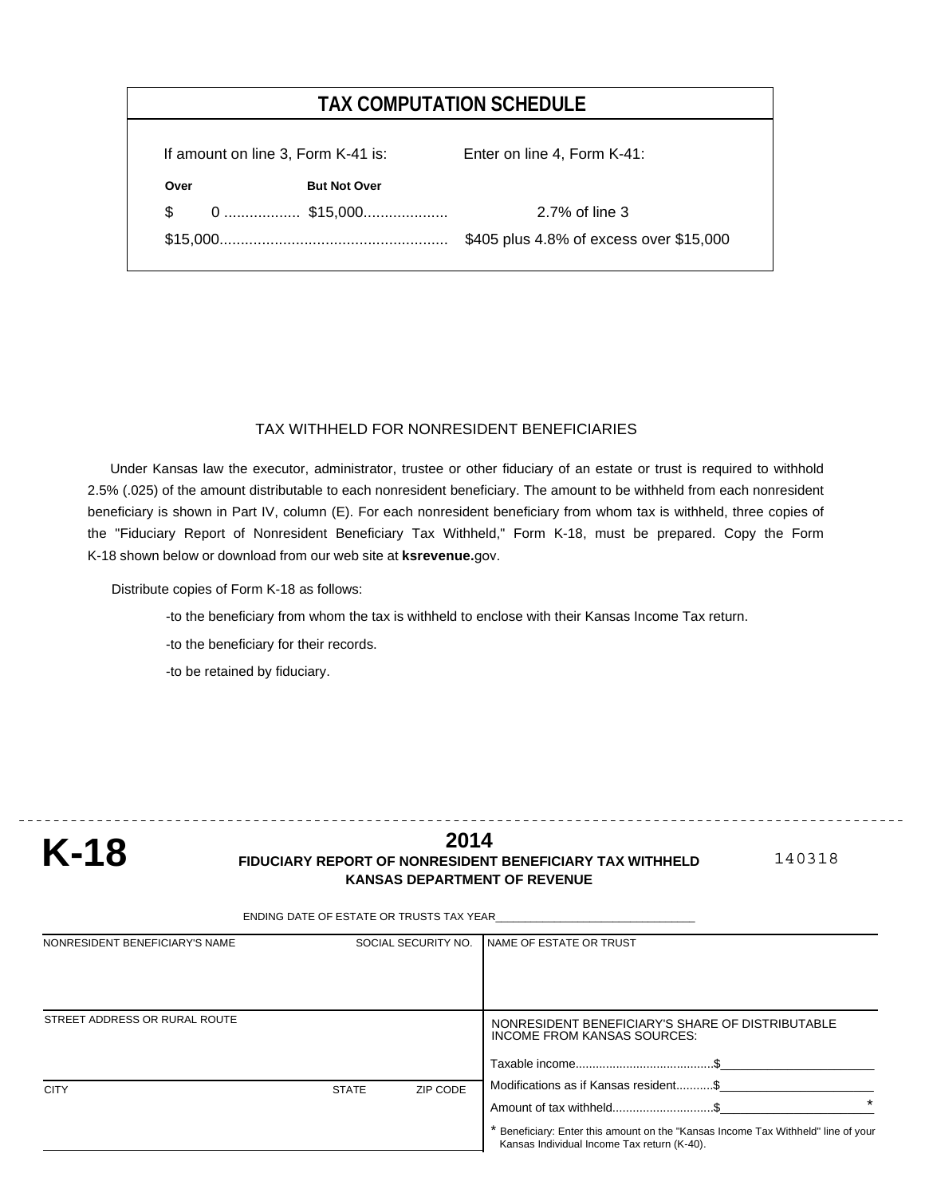## TAX COMPUTATION SCHEDULE

| If amount on line 3, Form K-41 is: | | Enter on line 4, Form K-41: |
|---|---|---|
| **Over** | **But Not Over** | |
| $ 0 .................. | $15,000.................... | 2.7% of line 3 |
| $15,000...................................................... | | $405 plus 4.8% of excess over $15,000 |

TAX WITHHELD FOR NONRESIDENT BENEFICIARIES

Under Kansas law the executor, administrator, trustee or other fiduciary of an estate or trust is required to withhold 2.5% (.025) of the amount distributable to each nonresident beneficiary. The amount to be withheld from each nonresident beneficiary is shown in Part IV, column (E). For each nonresident beneficiary from whom tax is withheld, three copies of the "Fiduciary Report of Nonresident Beneficiary Tax Withheld," Form K-18, must be prepared. Copy the Form K-18 shown below or download from our web site at **ksrevenue.**gov.

Distribute copies of Form K-18 as follows:

- to the beneficiary from whom the tax is withheld to enclose with their Kansas Income Tax return.
- to the beneficiary for their records.
- to be retained by fiduciary.

---

# K-18

**2014**
**FIDUCIARY REPORT OF NONRESIDENT BENEFICIARY TAX WITHHELD**
**KANSAS DEPARTMENT OF REVENUE**

140318

ENDING DATE OF ESTATE OR TRUSTS TAX YEAR_______________________________

| NONRESIDENT BENEFICIARY'S NAME | SOCIAL SECURITY NO. | | NAME OF ESTATE OR TRUST |
|---|---|---|---|
| STREET ADDRESS OR RURAL ROUTE | | | NONRESIDENT BENEFICIARY'S SHARE OF DISTRIBUTABLE INCOME FROM KANSAS SOURCES:<br>Taxable income.........................................$____________ |
| CITY | STATE | ZIP CODE | Modifications as if Kansas resident...........$____________<br>Amount of tax withheld.............................$____________ *<br>* Beneficiary: Enter this amount on the "Kansas Income Tax Withheld" line of your Kansas Individual Income Tax return (K-40). |